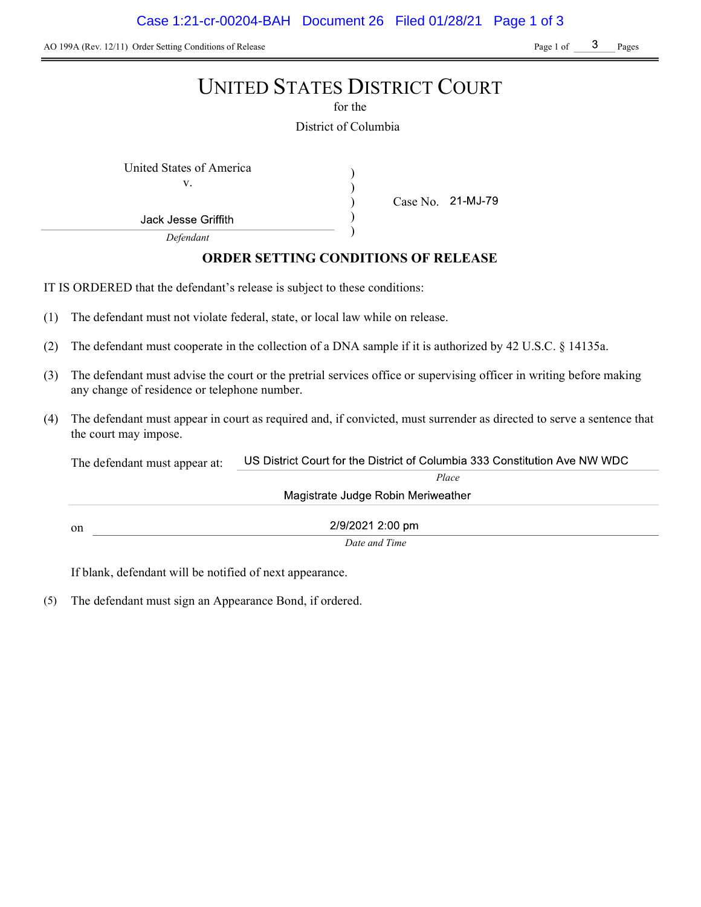AO 199A (Rev. 12/11) Order Setting Conditions of Release

# UNITED STATES DISTRICT COURT

for the

District of Columbia

United States of America
v.

Jack Jesse Griffith
*Defendant*

Case No. 21-MJ-79

## ORDER SETTING CONDITIONS OF RELEASE

IT IS ORDERED that the defendant's release is subject to these conditions:

(1) The defendant must not violate federal, state, or local law while on release.

(2) The defendant must cooperate in the collection of a DNA sample if it is authorized by 42 U.S.C. § 14135a.

(3) The defendant must advise the court or the pretrial services office or supervising officer in writing before making any change of residence or telephone number.

(4) The defendant must appear in court as required and, if convicted, must surrender as directed to serve a sentence that the court may impose.

The defendant must appear at: US District Court for the District of Columbia 333 Constitution Ave NW WDC
*Place*
Magistrate Judge Robin Meriweather

on 2/9/2021 2:00 pm
*Date and Time*

If blank, defendant will be notified of next appearance.

(5) The defendant must sign an Appearance Bond, if ordered.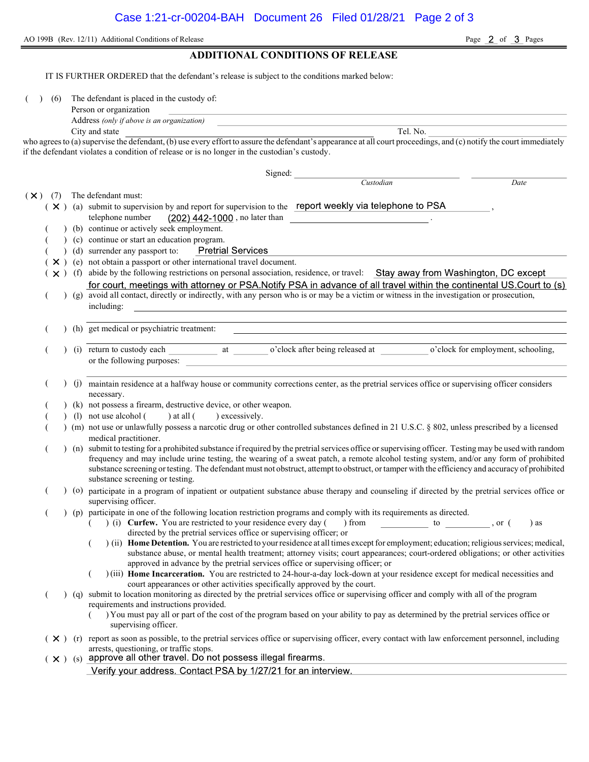AO 199B (Rev. 12/11) Additional Conditions of Release

## ADDITIONAL CONDITIONS OF RELEASE

IT IS FURTHER ORDERED that the defendant's release is subject to the conditions marked below:

( ) (6) The defendant is placed in the custody of:

Person or organization ______________________

Address *(only if above is an organization)* ______________________

City and state ______________________ Tel. No. ______________________

who agrees to (a) supervise the defendant, (b) use every effort to assure the defendant's appearance at all court proceedings, and (c) notify the court immediately if the defendant violates a condition of release or is no longer in the custodian's custody.

Signed: ______________________ ______________________

*Custodian* *Date*

( X ) (7) The defendant must:

- ( X ) (a) submit to supervision by and report for supervision to the report weekly via telephone to PSA , telephone number (202) 442-1000 , no later than ______________________ .
- ( ) (b) continue or actively seek employment.
- ( ) (c) continue or start an education program.
- ( ) (d) surrender any passport to: Pretrial Services
- ( X ) (e) not obtain a passport or other international travel document.
- ( X ) (f) abide by the following restrictions on personal association, residence, or travel: Stay away from Washington, DC except for court, meetings with attorney or PSA.Notify PSA in advance of all travel within the continental US.Court to (s)
- ( ) (g) avoid all contact, directly or indirectly, with any person who is or may be a victim or witness in the investigation or prosecution, including: ______________________
- ( ) (h) get medical or psychiatric treatment: ______________________
- ( ) (i) return to custody each __________ at __________ o'clock after being released at __________ o'clock for employment, schooling, or the following purposes: ______________________
- ( ) (j) maintain residence at a halfway house or community corrections center, as the pretrial services office or supervising officer considers necessary.
- ( ) (k) not possess a firearm, destructive device, or other weapon.
- ( ) (l) not use alcohol ( ) at all ( ) excessively.
- ( ) (m) not use or unlawfully possess a narcotic drug or other controlled substances defined in 21 U.S.C. § 802, unless prescribed by a licensed medical practitioner.
- ( ) (n) submit to testing for a prohibited substance if required by the pretrial services office or supervising officer. Testing may be used with random frequency and may include urine testing, the wearing of a sweat patch, a remote alcohol testing system, and/or any form of prohibited substance screening or testing. The defendant must not obstruct, attempt to obstruct, or tamper with the efficiency and accuracy of prohibited substance screening or testing.
- ( ) (o) participate in a program of inpatient or outpatient substance abuse therapy and counseling if directed by the pretrial services office or supervising officer.
- ( ) (p) participate in one of the following location restriction programs and comply with its requirements as directed.
  - ( ) (i) **Curfew.** You are restricted to your residence every day ( ) from __________ to __________, or ( ) as directed by the pretrial services office or supervising officer; or
  - ( ) (ii) **Home Detention.** You are restricted to your residence at all times except for employment; education; religious services; medical, substance abuse, or mental health treatment; attorney visits; court appearances; court-ordered obligations; or other activities approved in advance by the pretrial services office or supervising officer; or
  - ( ) (iii) **Home Incarceration.** You are restricted to 24-hour-a-day lock-down at your residence except for medical necessities and court appearances or other activities specifically approved by the court.
- ( ) (q) submit to location monitoring as directed by the pretrial services office or supervising officer and comply with all of the program requirements and instructions provided.
  - ( ) You must pay all or part of the cost of the program based on your ability to pay as determined by the pretrial services office or supervising officer.
- ( X ) (r) report as soon as possible, to the pretrial services office or supervising officer, every contact with law enforcement personnel, including arrests, questioning, or traffic stops.
- ( X ) (s) approve all other travel. Do not possess illegal firearms. Verify your address. Contact PSA by 1/27/21 for an interview.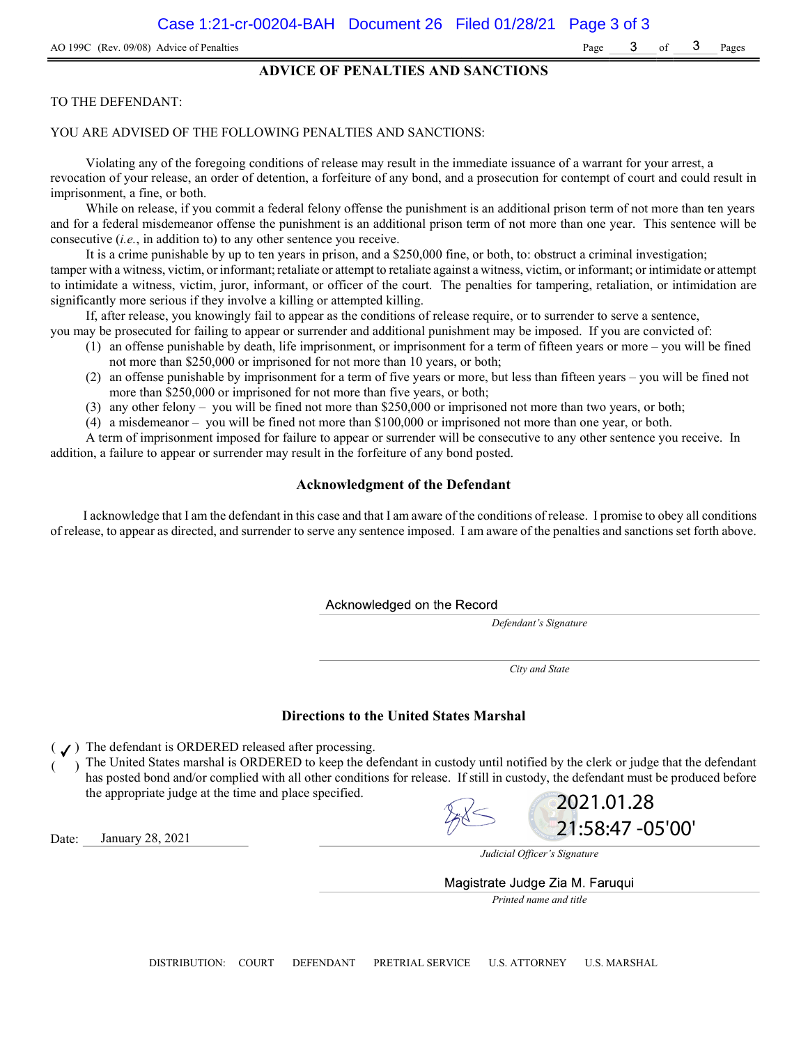AO 199C (Rev. 09/08) Advice of Penalties

## ADVICE OF PENALTIES AND SANCTIONS

TO THE DEFENDANT:

YOU ARE ADVISED OF THE FOLLOWING PENALTIES AND SANCTIONS:

Violating any of the foregoing conditions of release may result in the immediate issuance of a warrant for your arrest, a revocation of your release, an order of detention, a forfeiture of any bond, and a prosecution for contempt of court and could result in imprisonment, a fine, or both.

While on release, if you commit a federal felony offense the punishment is an additional prison term of not more than ten years and for a federal misdemeanor offense the punishment is an additional prison term of not more than one year. This sentence will be consecutive (*i.e.*, in addition to) to any other sentence you receive.

It is a crime punishable by up to ten years in prison, and a $250,000 fine, or both, to: obstruct a criminal investigation; tamper with a witness, victim, or informant; retaliate or attempt to retaliate against a witness, victim, or informant; or intimidate or attempt to intimidate a witness, victim, juror, informant, or officer of the court. The penalties for tampering, retaliation, or intimidation are significantly more serious if they involve a killing or attempted killing.

If, after release, you knowingly fail to appear as the conditions of release require, or to surrender to serve a sentence, you may be prosecuted for failing to appear or surrender and additional punishment may be imposed. If you are convicted of:

(1) an offense punishable by death, life imprisonment, or imprisonment for a term of fifteen years or more – you will be fined not more than $250,000 or imprisoned for not more than 10 years, or both;
(2) an offense punishable by imprisonment for a term of five years or more, but less than fifteen years – you will be fined not more than $250,000 or imprisoned for not more than five years, or both;
(3) any other felony – you will be fined not more than $250,000 or imprisoned not more than two years, or both;
(4) a misdemeanor – you will be fined not more than $100,000 or imprisoned not more than one year, or both.

A term of imprisonment imposed for failure to appear or surrender will be consecutive to any other sentence you receive. In addition, a failure to appear or surrender may result in the forfeiture of any bond posted.

### Acknowledgment of the Defendant

I acknowledge that I am the defendant in this case and that I am aware of the conditions of release. I promise to obey all conditions of release, to appear as directed, and surrender to serve any sentence imposed. I am aware of the penalties and sanctions set forth above.

Acknowledged on the Record
*Defendant's Signature*

*City and State*

### Directions to the United States Marshal

( ✓ ) The defendant is ORDERED released after processing.
(   ) The United States marshal is ORDERED to keep the defendant in custody until notified by the clerk or judge that the defendant has posted bond and/or complied with all other conditions for release. If still in custody, the defendant must be produced before the appropriate judge at the time and place specified.

Date: January 28, 2021

2021.01.28 21:58:47 -05'00'
*Judicial Officer's Signature*

Magistrate Judge Zia M. Faruqui
*Printed name and title*

DISTRIBUTION: COURT DEFENDANT PRETRIAL SERVICE U.S. ATTORNEY U.S. MARSHAL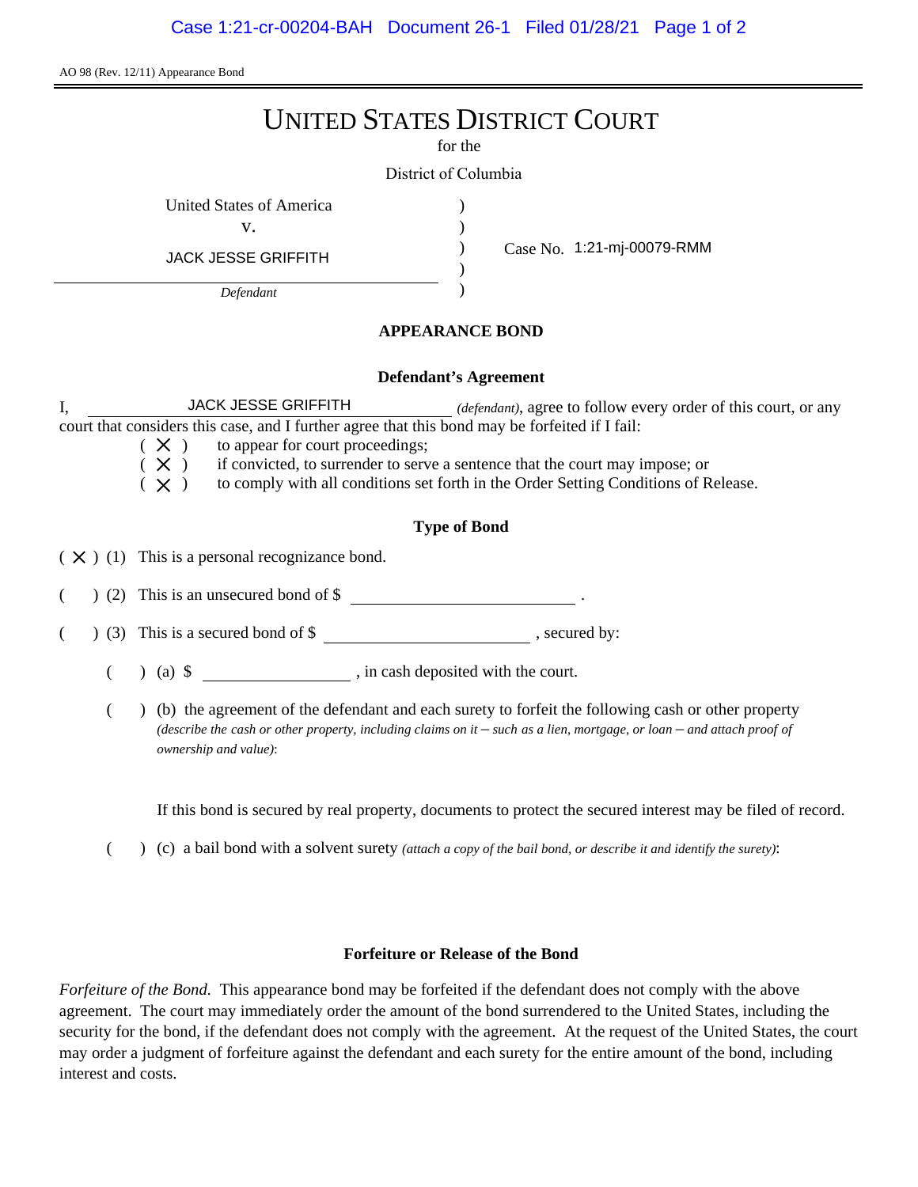AO 98 (Rev. 12/11) Appearance Bond

# UNITED STATES DISTRICT COURT

for the

District of Columbia

United States of America
v.
JACK JESSE GRIFFITH
*Defendant*

Case No. 1:21-mj-00079-RMM

## APPEARANCE BOND

### Defendant's Agreement

I, JACK JESSE GRIFFITH *(defendant)*, agree to follow every order of this court, or any court that considers this case, and I further agree that this bond may be forfeited if I fail:

( X ) to appear for court proceedings;
( X ) if convicted, to surrender to serve a sentence that the court may impose; or
( X ) to comply with all conditions set forth in the Order Setting Conditions of Release.

### Type of Bond

( X ) (1) This is a personal recognizance bond.

( ) (2) This is an unsecured bond of $ \_\_\_\_\_\_\_\_\_\_\_\_ .

( ) (3) This is a secured bond of $ \_\_\_\_\_\_\_\_\_\_\_\_ , secured by:

( ) (a) $ \_\_\_\_\_\_\_\_\_\_\_\_ , in cash deposited with the court.

( ) (b) the agreement of the defendant and each surety to forfeit the following cash or other property *(describe the cash or other property, including claims on it – such as a lien, mortgage, or loan – and attach proof of ownership and value)*:

If this bond is secured by real property, documents to protect the secured interest may be filed of record.

( ) (c) a bail bond with a solvent surety *(attach a copy of the bail bond, or describe it and identify the surety)*:

### Forfeiture or Release of the Bond

*Forfeiture of the Bond.* This appearance bond may be forfeited if the defendant does not comply with the above agreement. The court may immediately order the amount of the bond surrendered to the United States, including the security for the bond, if the defendant does not comply with the agreement. At the request of the United States, the court may order a judgment of forfeiture against the defendant and each surety for the entire amount of the bond, including interest and costs.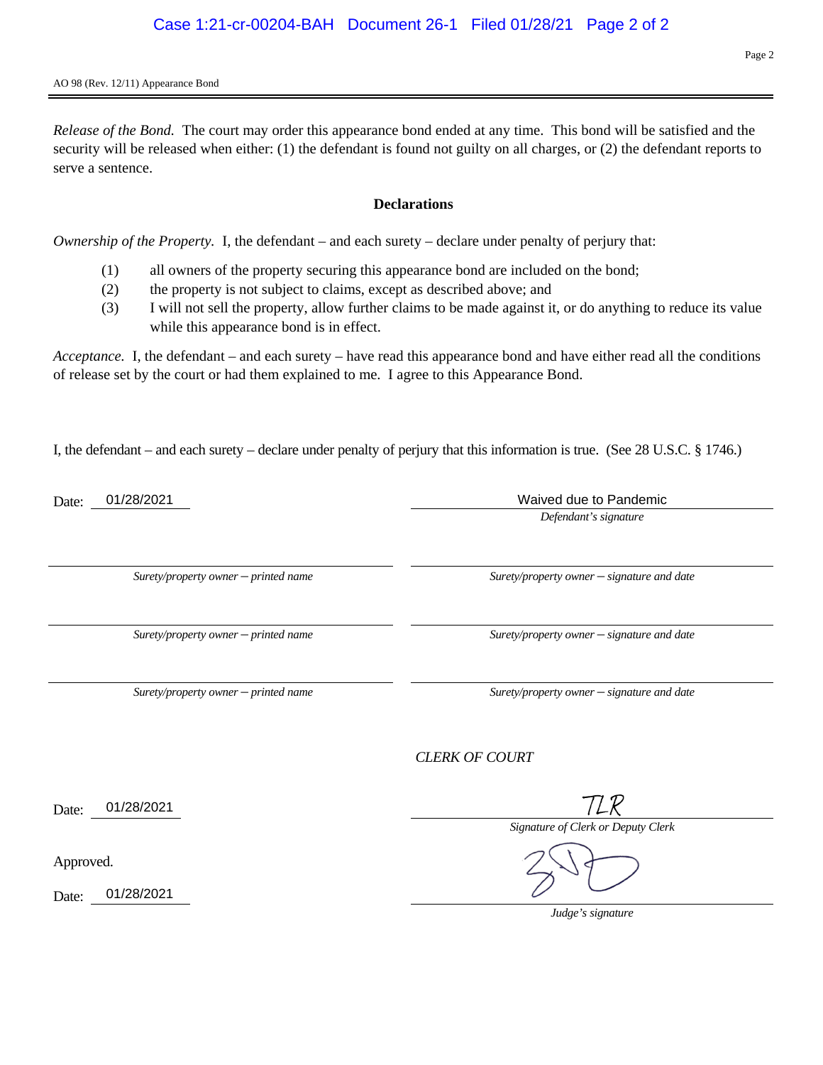AO 98 (Rev. 12/11) Appearance Bond

*Release of the Bond.* The court may order this appearance bond ended at any time. This bond will be satisfied and the security will be released when either: (1) the defendant is found not guilty on all charges, or (2) the defendant reports to serve a sentence.

## Declarations

*Ownership of the Property.* I, the defendant – and each surety – declare under penalty of perjury that:

(1) all owners of the property securing this appearance bond are included on the bond;
(2) the property is not subject to claims, except as described above; and
(3) I will not sell the property, allow further claims to be made against it, or do anything to reduce its value while this appearance bond is in effect.

*Acceptance.* I, the defendant – and each surety – have read this appearance bond and have either read all the conditions of release set by the court or had them explained to me. I agree to this Appearance Bond.

I, the defendant – and each surety – declare under penalty of perjury that this information is true. (See 28 U.S.C. § 1746.)

Date: 01/28/2021

Waived due to Pandemic
*Defendant's signature*

*Surety/property owner – printed name* | *Surety/property owner – signature and date*

*Surety/property owner – printed name* | *Surety/property owner – signature and date*

*Surety/property owner – printed name* | *Surety/property owner – signature and date*

*CLERK OF COURT*

Date: 01/28/2021

TLR
*Signature of Clerk or Deputy Clerk*

Approved.

Date: 01/28/2021

*Judge's signature*